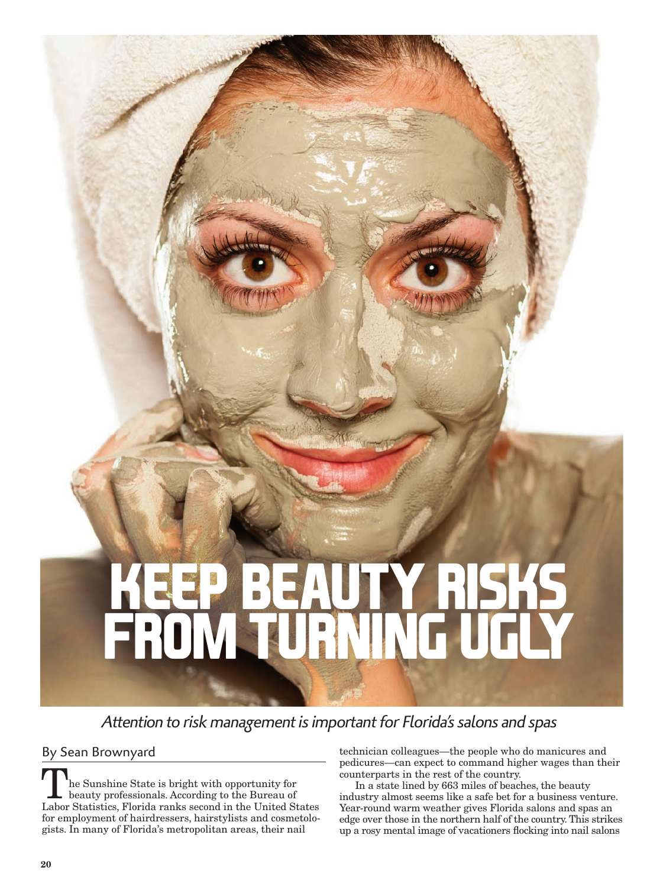# KEEP BEAUTY RISKS FROM TURNING UGLY

*Attention to risk management is important for Florida's salons and spas*

By Sean Brownyard

The Sunshine State is bright with opportunity for beauty professionals. According to the Bureau of Labor Statistics, Florida ranks second in the United States for employment of hairdressers, hairstylists and cosmetologists. In many of Florida's metropolitan areas, their nail technician colleagues—the people who do manicures and pedicures—can expect to command higher wages than their counterparts in the rest of the country.

In a state lined by 663 miles of beaches, the beauty industry almost seems like a safe bet for a business venture. Year-round warm weather gives Florida salons and spas an edge over those in the northern half of the country. This strikes up a rosy mental image of vacationers flocking into nail salons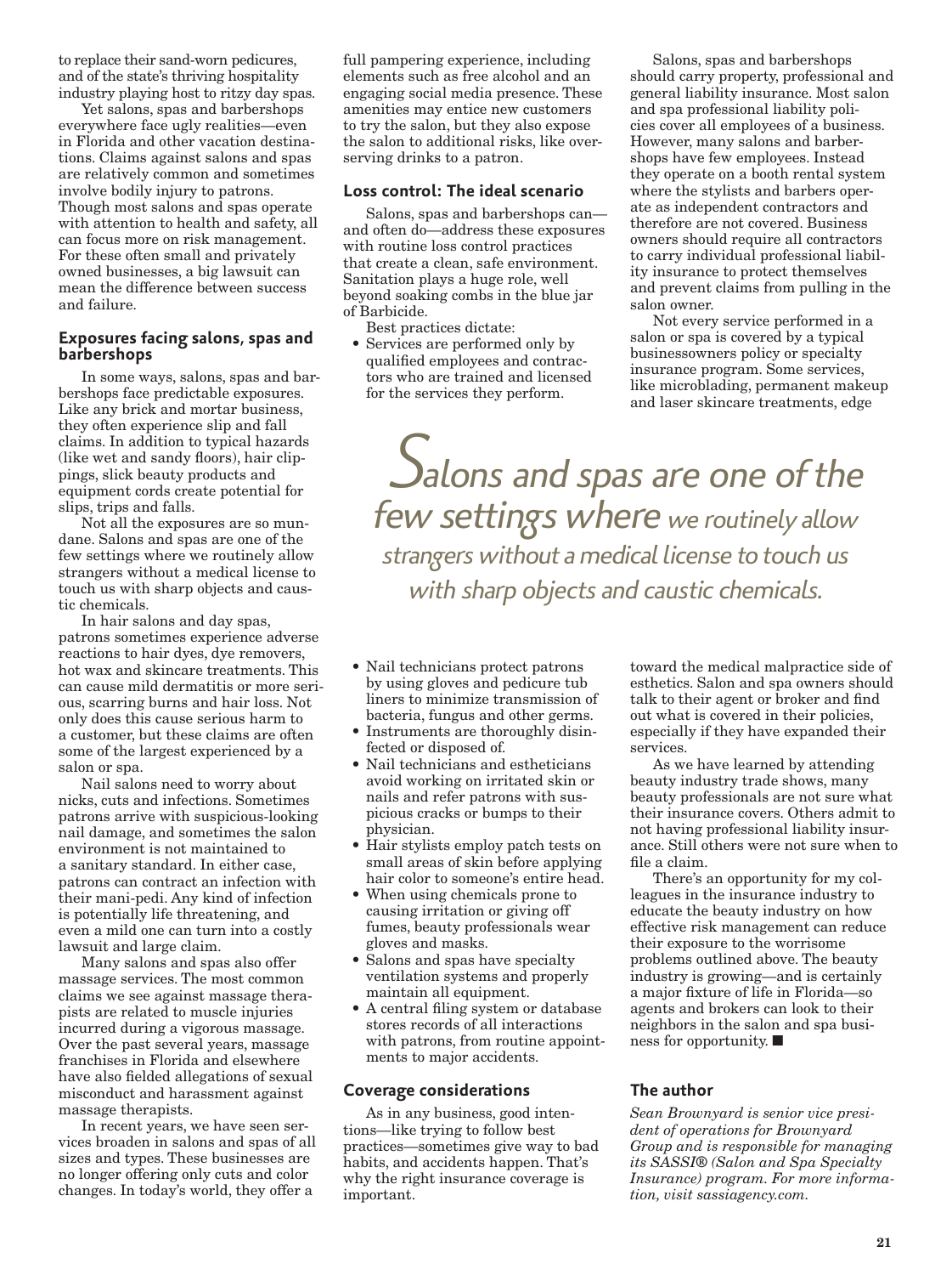to replace their sand-worn pedicures, and of the state's thriving hospitality industry playing host to ritzy day spas.

Yet salons, spas and barbershops everywhere face ugly realities—even in Florida and other vacation destinations. Claims against salons and spas are relatively common and sometimes involve bodily injury to patrons. Though most salons and spas operate with attention to health and safety, all can focus more on risk management. For these often small and privately owned businesses, a big lawsuit can mean the difference between success and failure.

### Exposures facing salons, spas and barbershops

In some ways, salons, spas and barbershops face predictable exposures. Like any brick and mortar business, they often experience slip and fall claims. In addition to typical hazards (like wet and sandy floors), hair clippings, slick beauty products and equipment cords create potential for slips, trips and falls.

Not all the exposures are so mundane. Salons and spas are one of the few settings where we routinely allow strangers without a medical license to touch us with sharp objects and caustic chemicals.

In hair salons and day spas, patrons sometimes experience adverse reactions to hair dyes, dye removers, hot wax and skincare treatments. This can cause mild dermatitis or more serious, scarring burns and hair loss. Not only does this cause serious harm to a customer, but these claims are often some of the largest experienced by a salon or spa.

Nail salons need to worry about nicks, cuts and infections. Sometimes patrons arrive with suspicious-looking nail damage, and sometimes the salon environment is not maintained to a sanitary standard. In either case, patrons can contract an infection with their mani-pedi. Any kind of infection is potentially life threatening, and even a mild one can turn into a costly lawsuit and large claim.

Many salons and spas also offer massage services. The most common claims we see against massage therapists are related to muscle injuries incurred during a vigorous massage. Over the past several years, massage franchises in Florida and elsewhere have also fielded allegations of sexual misconduct and harassment against massage therapists.

In recent years, we have seen services broaden in salons and spas of all sizes and types. These businesses are no longer offering only cuts and color changes. In today's world, they offer a full pampering experience, including elements such as free alcohol and an engaging social media presence. These amenities may entice new customers to try the salon, but they also expose the salon to additional risks, like overserving drinks to a patron.

### Loss control: The ideal scenario

Salons, spas and barbershops can—and often do—address these exposures with routine loss control practices that create a clean, safe environment. Sanitation plays a huge role, well beyond soaking combs in the blue jar of Barbicide.

Best practices dictate:

- Services are performed only by qualified employees and contractors who are trained and licensed for the services they perform.
- Nail technicians protect patrons by using gloves and pedicure tub liners to minimize transmission of bacteria, fungus and other germs.
- Instruments are thoroughly disinfected or disposed of.
- Nail technicians and estheticians avoid working on irritated skin or nails and refer patrons with suspicious cracks or bumps to their physician.
- Hair stylists employ patch tests on small areas of skin before applying hair color to someone's entire head.
- When using chemicals prone to causing irritation or giving off fumes, beauty professionals wear gloves and masks.
- Salons and spas have specialty ventilation systems and properly maintain all equipment.
- A central filing system or database stores records of all interactions with patrons, from routine appointments to major accidents.

### Coverage considerations

As in any business, good intentions—like trying to follow best practices—sometimes give way to bad habits, and accidents happen. That's why the right insurance coverage is important.

Salons, spas and barbershops should carry property, professional and general liability insurance. Most salon and spa professional liability policies cover all employees of a business. However, many salons and barbershops have few employees. Instead they operate on a booth rental system where the stylists and barbers operate as independent contractors and therefore are not covered. Business owners should require all contractors to carry individual professional liability insurance to protect themselves and prevent claims from pulling in the salon owner.

Not every service performed in a salon or spa is covered by a typical businessowners policy or specialty insurance program. Some services, like microblading, permanent makeup and laser skincare treatments, edge toward the medical malpractice side of esthetics. Salon and spa owners should talk to their agent or broker and find out what is covered in their policies, especially if they have expanded their services.

> *Salons and spas are one of the few settings where we routinely allow strangers without a medical license to touch us with sharp objects and caustic chemicals.*

As we have learned by attending beauty industry trade shows, many beauty professionals are not sure what their insurance covers. Others admit to not having professional liability insurance. Still others were not sure when to file a claim.

There's an opportunity for my colleagues in the insurance industry to educate the beauty industry on how effective risk management can reduce their exposure to the worrisome problems outlined above. The beauty industry is growing—and is certainly a major fixture of life in Florida—so agents and brokers can look to their neighbors in the salon and spa business for opportunity. ■

### The author

*Sean Brownyard is senior vice president of operations for Brownyard Group and is responsible for managing its SASSI® (Salon and Spa Specialty Insurance) program. For more information, visit sassiagency.com.*